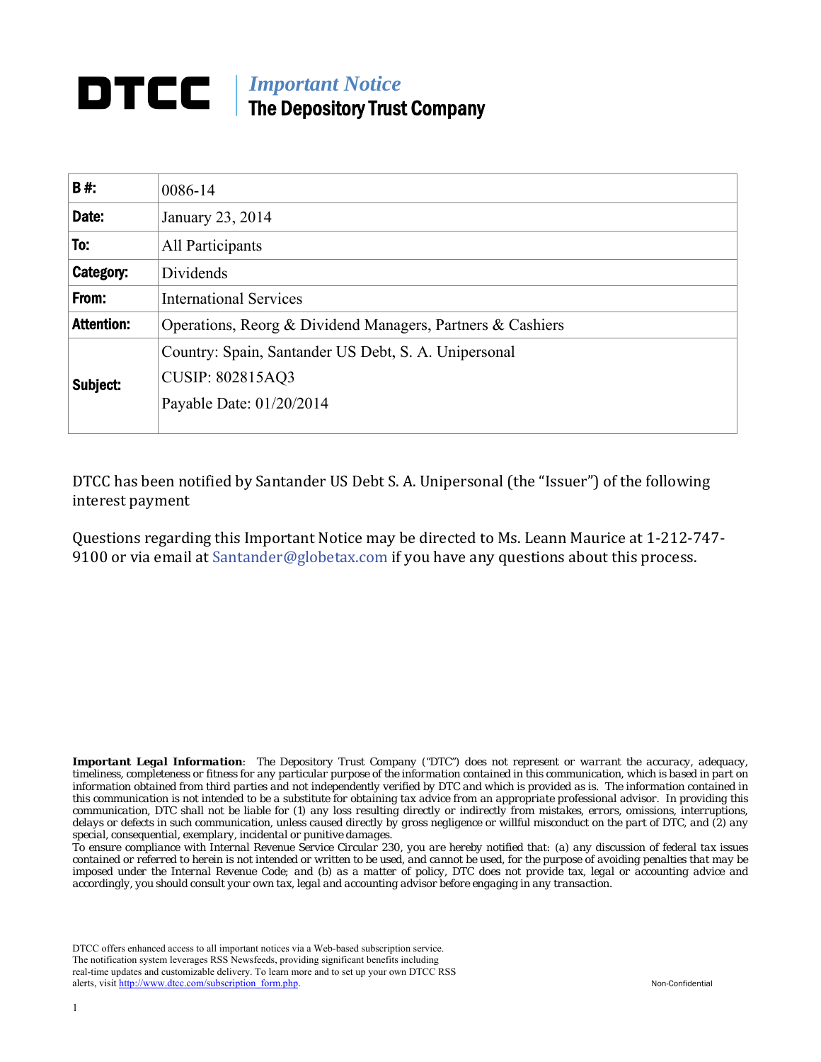# DTCC | *Important Notice*
## The Depository Trust Company

| | |
|---|---|
| **B #:** | 0086-14 |
| **Date:** | January 23, 2014 |
| **To:** | All Participants |
| **Category:** | Dividends |
| **From:** | International Services |
| **Attention:** | Operations, Reorg & Dividend Managers, Partners & Cashiers |
| **Subject:** | Country: Spain, Santander US Debt, S. A. Unipersonal<br>CUSIP: 802815AQ3<br>Payable Date: 01/20/2014 |

DTCC has been notified by Santander US Debt S. A. Unipersonal (the "Issuer") of the following interest payment

Questions regarding this Important Notice may be directed to Ms. Leann Maurice at 1-212-747-9100 or via email at Santander@globetax.com if you have any questions about this process.

***Important Legal Information***: *The Depository Trust Company ("DTC") does not represent or warrant the accuracy, adequacy, timeliness, completeness or fitness for any particular purpose of the information contained in this communication, which is based in part on information obtained from third parties and not independently verified by DTC and which is provided as is. The information contained in this communication is not intended to be a substitute for obtaining tax advice from an appropriate professional advisor. In providing this communication, DTC shall not be liable for (1) any loss resulting directly or indirectly from mistakes, errors, omissions, interruptions, delays or defects in such communication, unless caused directly by gross negligence or willful misconduct on the part of DTC, and (2) any special, consequential, exemplary, incidental or punitive damages.*

*To ensure compliance with Internal Revenue Service Circular 230, you are hereby notified that: (a) any discussion of federal tax issues contained or referred to herein is not intended or written to be used, and cannot be used, for the purpose of avoiding penalties that may be imposed under the Internal Revenue Code; and (b) as a matter of policy, DTC does not provide tax, legal or accounting advice and accordingly, you should consult your own tax, legal and accounting advisor before engaging in any transaction.*

DTCC offers enhanced access to all important notices via a Web-based subscription service. The notification system leverages RSS Newsfeeds, providing significant benefits including real-time updates and customizable delivery. To learn more and to set up your own DTCC RSS alerts, visit http://www.dtcc.com/subscription_form.php.

Non-Confidential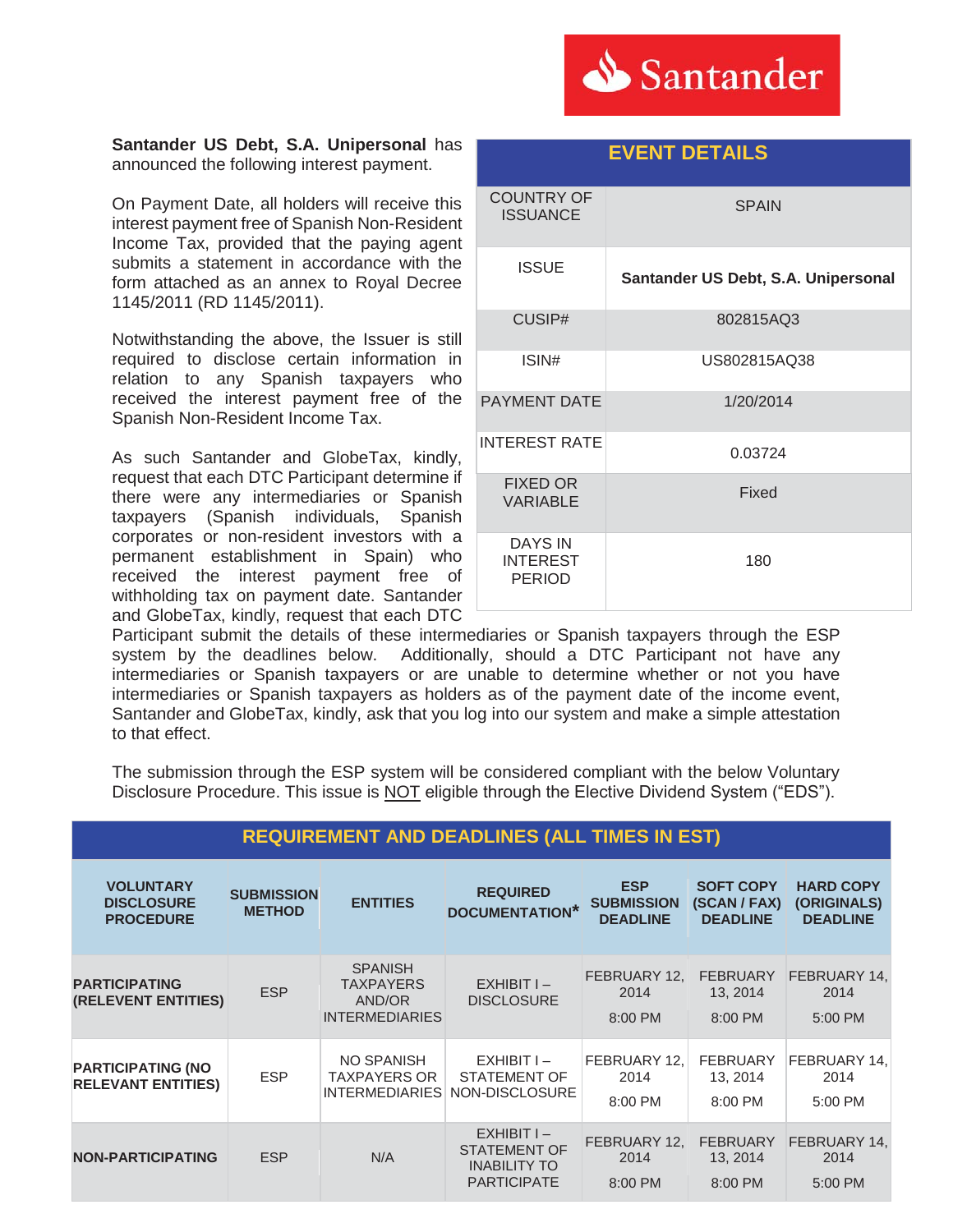**Santander US Debt, S.A. Unipersonal** has announced the following interest payment.

On Payment Date, all holders will receive this interest payment free of Spanish Non-Resident Income Tax, provided that the paying agent submits a statement in accordance with the form attached as an annex to Royal Decree 1145/2011 (RD 1145/2011).

Notwithstanding the above, the Issuer is still required to disclose certain information in relation to any Spanish taxpayers who received the interest payment free of the Spanish Non-Resident Income Tax.

As such Santander and GlobeTax, kindly, request that each DTC Participant determine if there were any intermediaries or Spanish taxpayers (Spanish individuals, Spanish corporates or non-resident investors with a permanent establishment in Spain) who received the interest payment free of withholding tax on payment date. Santander and GlobeTax, kindly, request that each DTC Participant submit the details of these intermediaries or Spanish taxpayers through the ESP system by the deadlines below. Additionally, should a DTC Participant not have any intermediaries or Spanish taxpayers or are unable to determine whether or not you have intermediaries or Spanish taxpayers as holders as of the payment date of the income event, Santander and GlobeTax, kindly, ask that you log into our system and make a simple attestation to that effect.

| EVENT DETAILS | |
|---|---|
| COUNTRY OF ISSUANCE | SPAIN |
| ISSUE | **Santander US Debt, S.A. Unipersonal** |
| CUSIP# | 802815AQ3 |
| ISIN# | US802815AQ38 |
| PAYMENT DATE | 1/20/2014 |
| INTEREST RATE | 0.03724 |
| FIXED OR VARIABLE | Fixed |
| DAYS IN INTEREST PERIOD | 180 |

The submission through the ESP system will be considered compliant with the below Voluntary Disclosure Procedure. This issue is NOT eligible through the Elective Dividend System ("EDS").

| REQUIREMENT AND DEADLINES (ALL TIMES IN EST) | | | | | | |
|---|---|---|---|---|---|---|
| **VOLUNTARY DISCLOSURE PROCEDURE** | **SUBMISSION METHOD** | **ENTITIES** | **REQUIRED DOCUMENTATION*** | **ESP SUBMISSION DEADLINE** | **SOFT COPY (SCAN / FAX) DEADLINE** | **HARD COPY (ORIGINALS) DEADLINE** |
| **PARTICIPATING (RELEVENT ENTITIES)** | ESP | SPANISH TAXPAYERS AND/OR INTERMEDIARIES | EXHIBIT I – DISCLOSURE | FEBRUARY 12, 2014 8:00 PM | FEBRUARY 13, 2014 8:00 PM | FEBRUARY 14, 2014 5:00 PM |
| **PARTICIPATING (NO RELEVANT ENTITIES)** | ESP | NO SPANISH TAXPAYERS OR INTERMEDIARIES | EXHIBIT I – STATEMENT OF NON-DISCLOSURE | FEBRUARY 12, 2014 8:00 PM | FEBRUARY 13, 2014 8:00 PM | FEBRUARY 14, 2014 5:00 PM |
| **NON-PARTICIPATING** | ESP | N/A | EXHIBIT I – STATEMENT OF INABILITY TO PARTICIPATE | FEBRUARY 12, 2014 8:00 PM | FEBRUARY 13, 2014 8:00 PM | FEBRUARY 14, 2014 5:00 PM |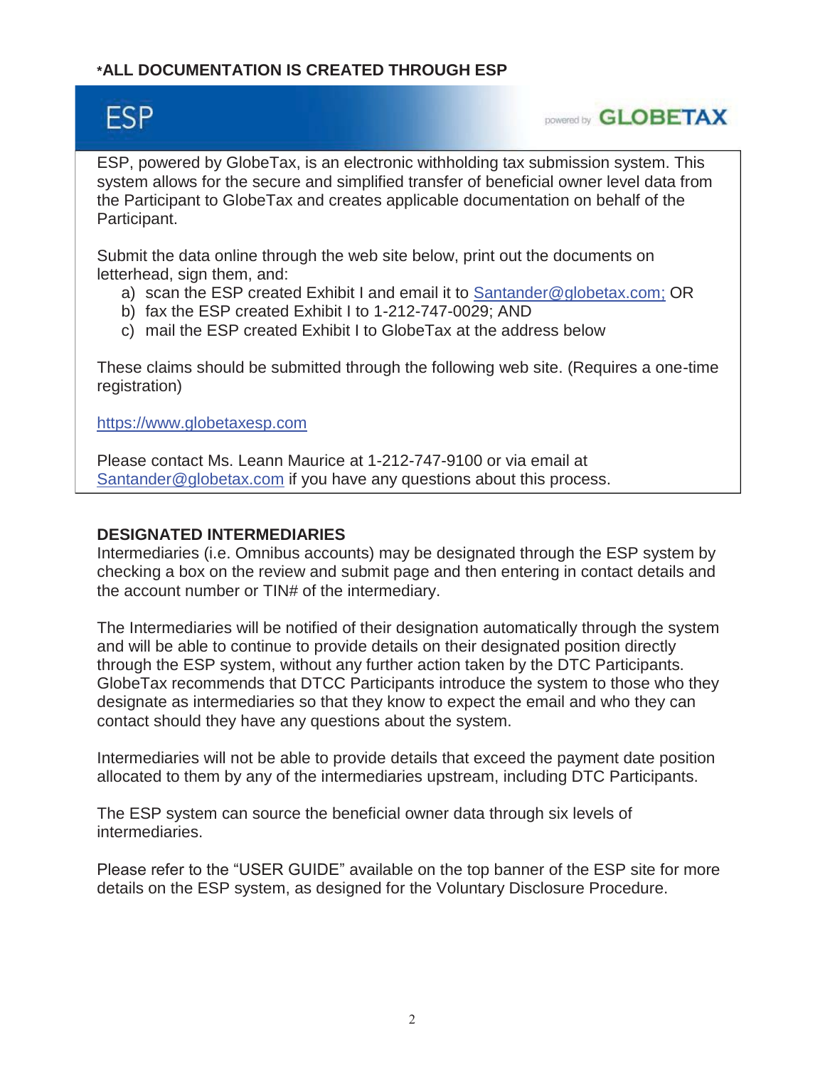***ALL DOCUMENTATION IS CREATED THROUGH ESP**

## ESP

powered by **GLOBETAX**

ESP, powered by GlobeTax, is an electronic withholding tax submission system. This system allows for the secure and simplified transfer of beneficial owner level data from the Participant to GlobeTax and creates applicable documentation on behalf of the Participant.

Submit the data online through the web site below, print out the documents on letterhead, sign them, and:

a) scan the ESP created Exhibit I and email it to Santander@globetax.com; OR
b) fax the ESP created Exhibit I to 1-212-747-0029; AND
c) mail the ESP created Exhibit I to GlobeTax at the address below

These claims should be submitted through the following web site. (Requires a one-time registration)

https://www.globetaxesp.com

Please contact Ms. Leann Maurice at 1-212-747-9100 or via email at Santander@globetax.com if you have any questions about this process.

### DESIGNATED INTERMEDIARIES

Intermediaries (i.e. Omnibus accounts) may be designated through the ESP system by checking a box on the review and submit page and then entering in contact details and the account number or TIN# of the intermediary.

The Intermediaries will be notified of their designation automatically through the system and will be able to continue to provide details on their designated position directly through the ESP system, without any further action taken by the DTC Participants. GlobeTax recommends that DTCC Participants introduce the system to those who they designate as intermediaries so that they know to expect the email and who they can contact should they have any questions about the system.

Intermediaries will not be able to provide details that exceed the payment date position allocated to them by any of the intermediaries upstream, including DTC Participants.

The ESP system can source the beneficial owner data through six levels of intermediaries.

Please refer to the "USER GUIDE" available on the top banner of the ESP site for more details on the ESP system, as designed for the Voluntary Disclosure Procedure.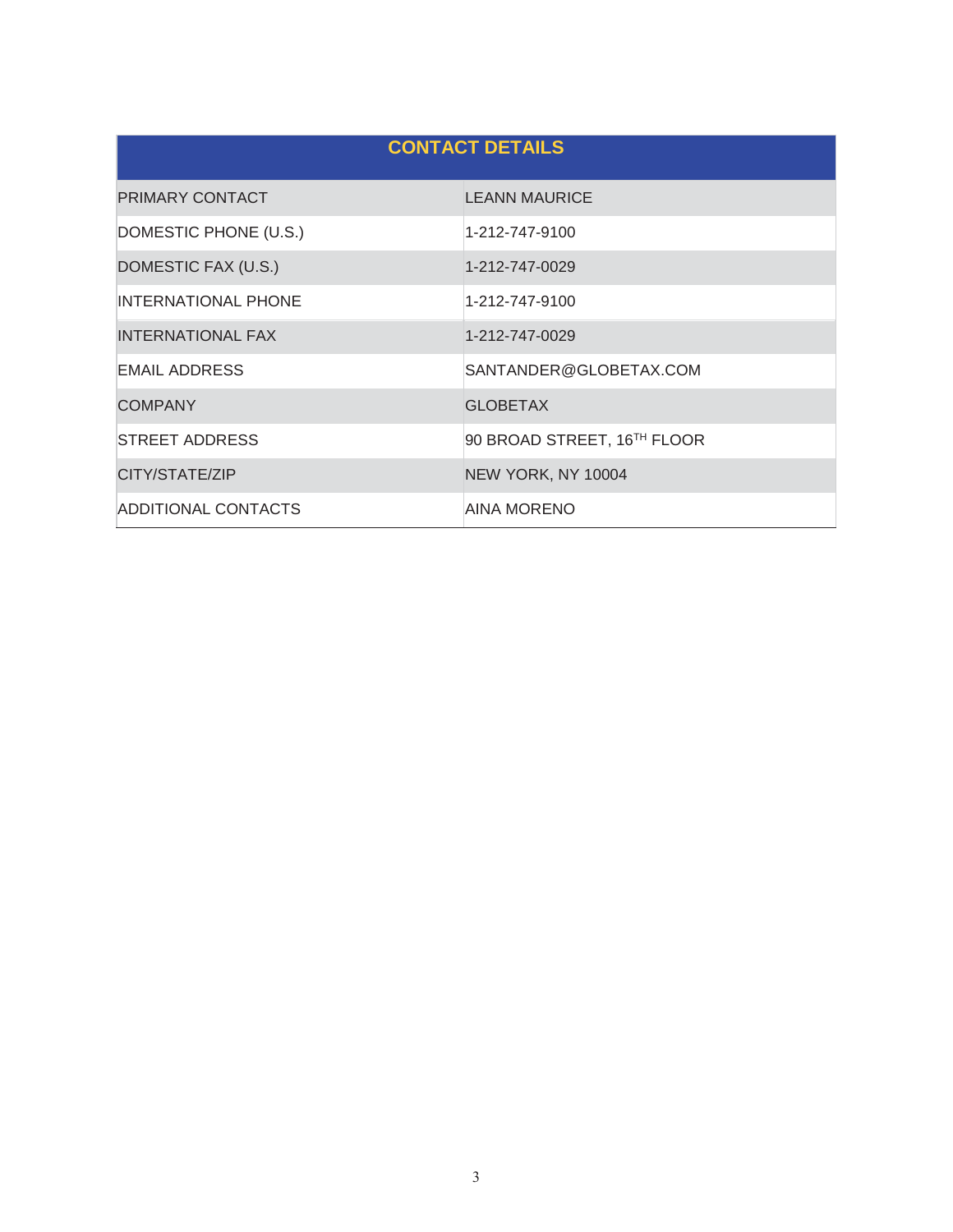| CONTACT DETAILS | |
|---|---|
| PRIMARY CONTACT | LEANN MAURICE |
| DOMESTIC PHONE (U.S.) | 1-212-747-9100 |
| DOMESTIC FAX (U.S.) | 1-212-747-0029 |
| INTERNATIONAL PHONE | 1-212-747-9100 |
| INTERNATIONAL FAX | 1-212-747-0029 |
| EMAIL ADDRESS | SANTANDER@GLOBETAX.COM |
| COMPANY | GLOBETAX |
| STREET ADDRESS | 90 BROAD STREET, 16TH FLOOR |
| CITY/STATE/ZIP | NEW YORK, NY 10004 |
| ADDITIONAL CONTACTS | AINA MORENO |